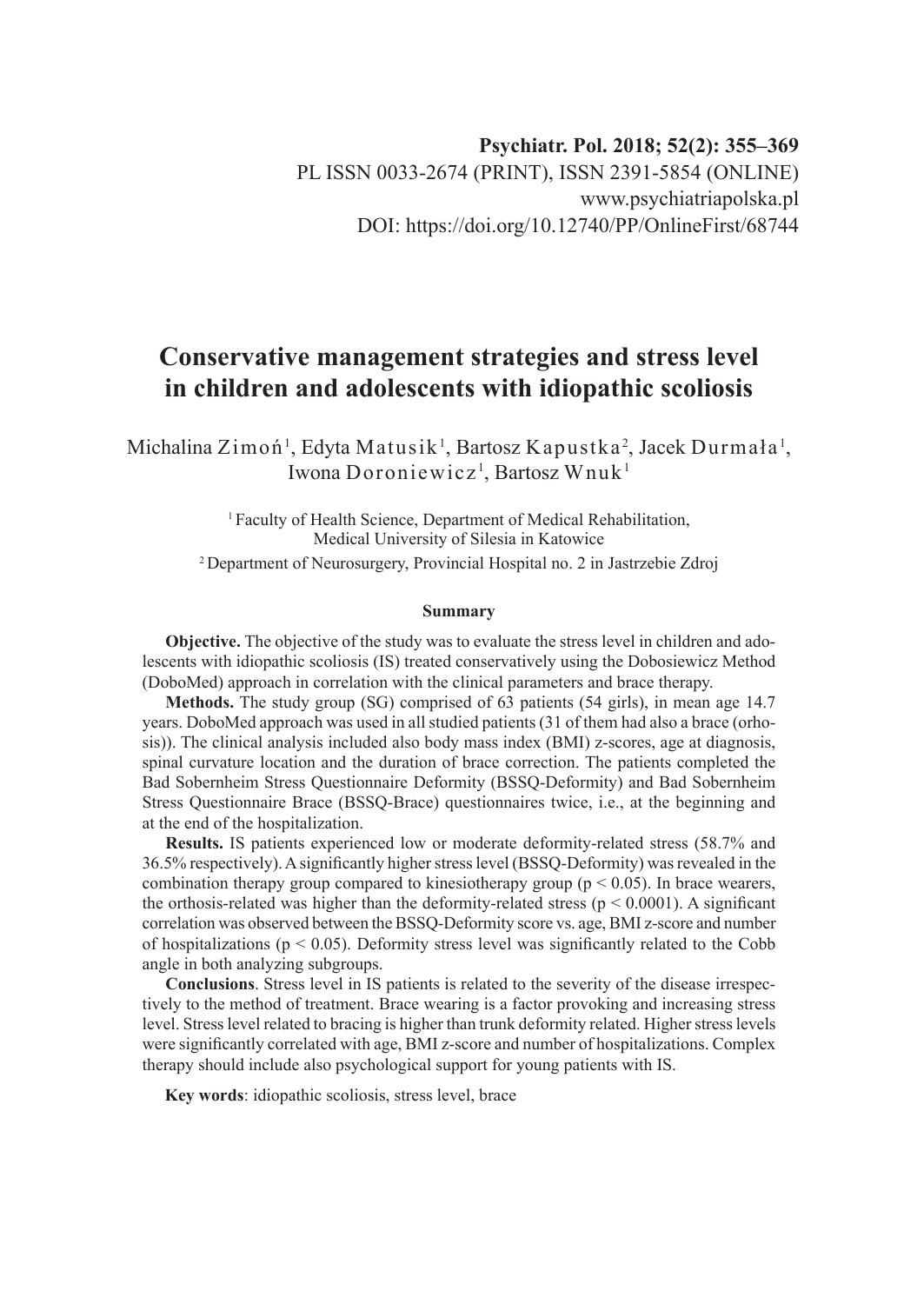Psychiatr. Pol. 2018; 52(2): 355–369
PL ISSN 0033-2674 (PRINT), ISSN 2391-5854 (ONLINE)
www.psychiatriapolska.pl
DOI: https://doi.org/10.12740/PP/OnlineFirst/68744

# Conservative management strategies and stress level in children and adolescents with idiopathic scoliosis

Michalina Zimoń[1], Edyta Matusik[1], Bartosz Kapustka[2], Jacek Durmała[1], Iwona Doroniewicz[1], Bartosz Wnuk[1]

[1] Faculty of Health Science, Department of Medical Rehabilitation, Medical University of Silesia in Katowice

[2] Department of Neurosurgery, Provincial Hospital no. 2 in Jastrzebie Zdroj

## Summary

**Objective.** The objective of the study was to evaluate the stress level in children and adolescents with idiopathic scoliosis (IS) treated conservatively using the Dobosiewicz Method (DoboMed) approach in correlation with the clinical parameters and brace therapy.

**Methods.** The study group (SG) comprised of 63 patients (54 girls), in mean age 14.7 years. DoboMed approach was used in all studied patients (31 of them had also a brace (orhosis)). The clinical analysis included also body mass index (BMI) z-scores, age at diagnosis, spinal curvature location and the duration of brace correction. The patients completed the Bad Sobernheim Stress Questionnaire Deformity (BSSQ-Deformity) and Bad Sobernheim Stress Questionnaire Brace (BSSQ-Brace) questionnaires twice, i.e., at the beginning and at the end of the hospitalization.

**Results.** IS patients experienced low or moderate deformity-related stress (58.7% and 36.5% respectively). A significantly higher stress level (BSSQ-Deformity) was revealed in the combination therapy group compared to kinesiotherapy group ($p < 0.05$). In brace wearers, the orthosis-related was higher than the deformity-related stress ($p < 0.0001$). A significant correlation was observed between the BSSQ-Deformity score vs. age, BMI z-score and number of hospitalizations ($p < 0.05$). Deformity stress level was significantly related to the Cobb angle in both analyzing subgroups.

**Conclusions**. Stress level in IS patients is related to the severity of the disease irrespectively to the method of treatment. Brace wearing is a factor provoking and increasing stress level. Stress level related to bracing is higher than trunk deformity related. Higher stress levels were significantly correlated with age, BMI z-score and number of hospitalizations. Complex therapy should include also psychological support for young patients with IS.

**Key words**: idiopathic scoliosis, stress level, brace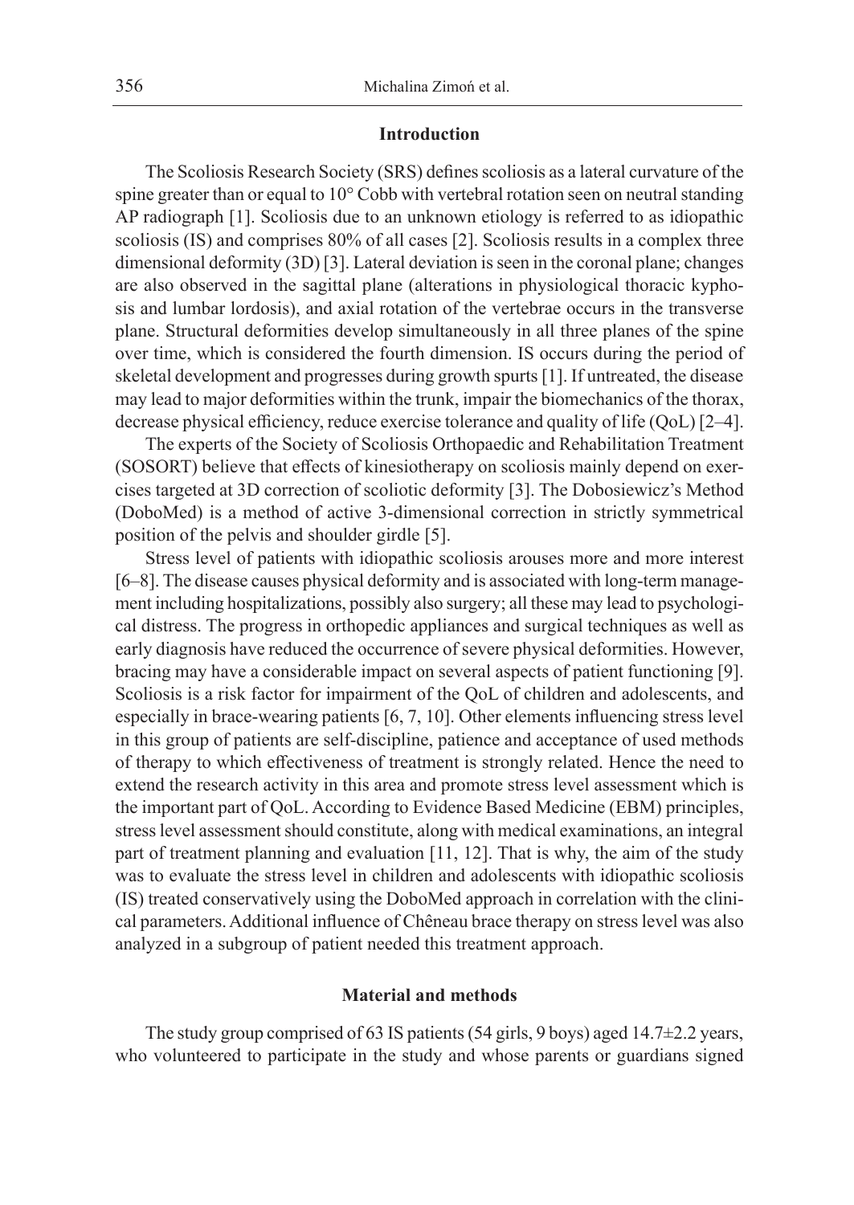## Introduction

The Scoliosis Research Society (SRS) defines scoliosis as a lateral curvature of the spine greater than or equal to 10° Cobb with vertebral rotation seen on neutral standing AP radiograph [1]. Scoliosis due to an unknown etiology is referred to as idiopathic scoliosis (IS) and comprises 80% of all cases [2]. Scoliosis results in a complex three dimensional deformity (3D) [3]. Lateral deviation is seen in the coronal plane; changes are also observed in the sagittal plane (alterations in physiological thoracic kyphosis and lumbar lordosis), and axial rotation of the vertebrae occurs in the transverse plane. Structural deformities develop simultaneously in all three planes of the spine over time, which is considered the fourth dimension. IS occurs during the period of skeletal development and progresses during growth spurts [1]. If untreated, the disease may lead to major deformities within the trunk, impair the biomechanics of the thorax, decrease physical efficiency, reduce exercise tolerance and quality of life (QoL) [2–4].

The experts of the Society of Scoliosis Orthopaedic and Rehabilitation Treatment (SOSORT) believe that effects of kinesiotherapy on scoliosis mainly depend on exercises targeted at 3D correction of scoliotic deformity [3]. The Dobosiewicz's Method (DoboMed) is a method of active 3-dimensional correction in strictly symmetrical position of the pelvis and shoulder girdle [5].

Stress level of patients with idiopathic scoliosis arouses more and more interest [6–8]. The disease causes physical deformity and is associated with long-term management including hospitalizations, possibly also surgery; all these may lead to psychological distress. The progress in orthopedic appliances and surgical techniques as well as early diagnosis have reduced the occurrence of severe physical deformities. However, bracing may have a considerable impact on several aspects of patient functioning [9]. Scoliosis is a risk factor for impairment of the QoL of children and adolescents, and especially in brace-wearing patients [6, 7, 10]. Other elements influencing stress level in this group of patients are self-discipline, patience and acceptance of used methods of therapy to which effectiveness of treatment is strongly related. Hence the need to extend the research activity in this area and promote stress level assessment which is the important part of QoL. According to Evidence Based Medicine (EBM) principles, stress level assessment should constitute, along with medical examinations, an integral part of treatment planning and evaluation [11, 12]. That is why, the aim of the study was to evaluate the stress level in children and adolescents with idiopathic scoliosis (IS) treated conservatively using the DoboMed approach in correlation with the clinical parameters. Additional influence of Chêneau brace therapy on stress level was also analyzed in a subgroup of patient needed this treatment approach.

## Material and methods

The study group comprised of 63 IS patients (54 girls, 9 boys) aged 14.7±2.2 years, who volunteered to participate in the study and whose parents or guardians signed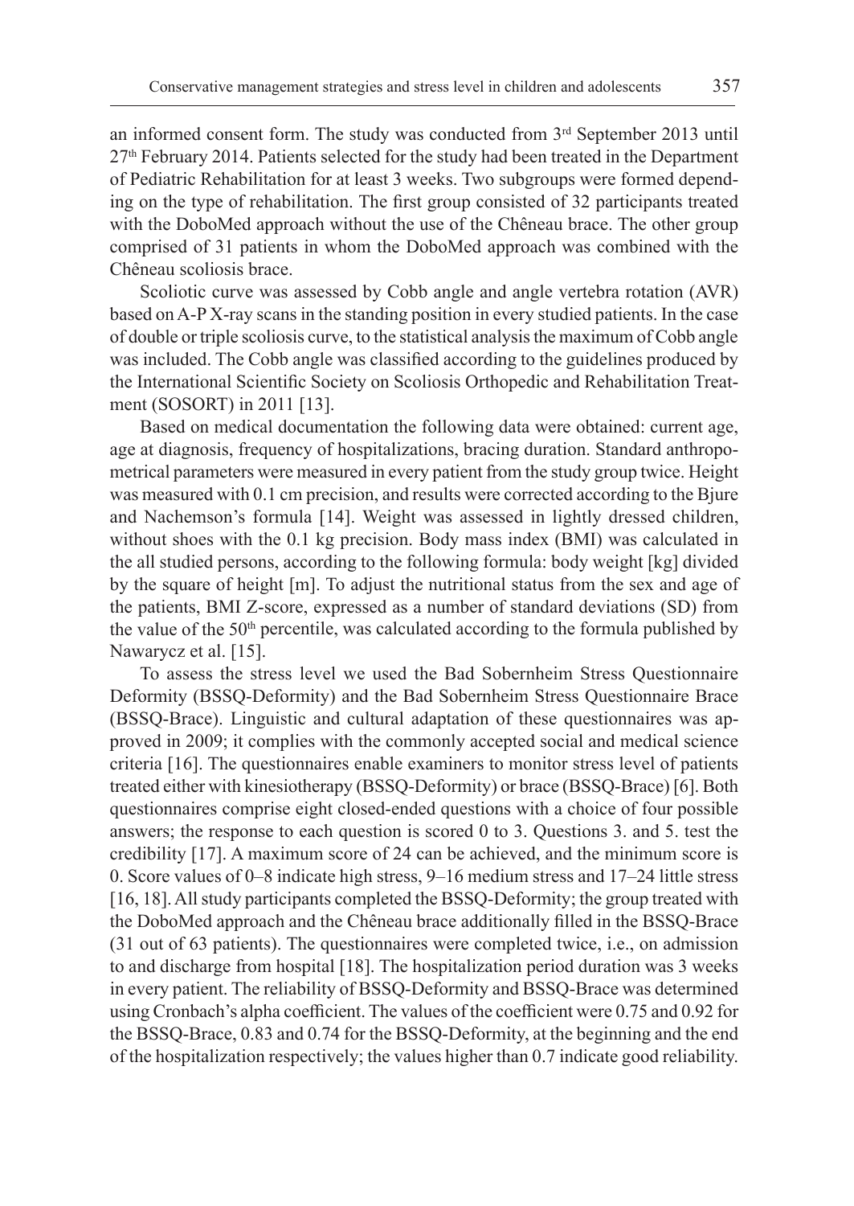an informed consent form. The study was conducted from 3rd September 2013 until 27th February 2014. Patients selected for the study had been treated in the Department of Pediatric Rehabilitation for at least 3 weeks. Two subgroups were formed depending on the type of rehabilitation. The first group consisted of 32 participants treated with the DoboMed approach without the use of the Chêneau brace. The other group comprised of 31 patients in whom the DoboMed approach was combined with the Chêneau scoliosis brace.

Scoliotic curve was assessed by Cobb angle and angle vertebra rotation (AVR) based on A-P X-ray scans in the standing position in every studied patients. In the case of double or triple scoliosis curve, to the statistical analysis the maximum of Cobb angle was included. The Cobb angle was classified according to the guidelines produced by the International Scientific Society on Scoliosis Orthopedic and Rehabilitation Treatment (SOSORT) in 2011 [13].

Based on medical documentation the following data were obtained: current age, age at diagnosis, frequency of hospitalizations, bracing duration. Standard anthropometrical parameters were measured in every patient from the study group twice. Height was measured with 0.1 cm precision, and results were corrected according to the Bjure and Nachemson's formula [14]. Weight was assessed in lightly dressed children, without shoes with the 0.1 kg precision. Body mass index (BMI) was calculated in the all studied persons, according to the following formula: body weight [kg] divided by the square of height [m]. To adjust the nutritional status from the sex and age of the patients, BMI Z-score, expressed as a number of standard deviations (SD) from the value of the 50th percentile, was calculated according to the formula published by Nawarycz et al. [15].

To assess the stress level we used the Bad Sobernheim Stress Questionnaire Deformity (BSSQ-Deformity) and the Bad Sobernheim Stress Questionnaire Brace (BSSQ-Brace). Linguistic and cultural adaptation of these questionnaires was approved in 2009; it complies with the commonly accepted social and medical science criteria [16]. The questionnaires enable examiners to monitor stress level of patients treated either with kinesiotherapy (BSSQ-Deformity) or brace (BSSQ-Brace) [6]. Both questionnaires comprise eight closed-ended questions with a choice of four possible answers; the response to each question is scored 0 to 3. Questions 3. and 5. test the credibility [17]. A maximum score of 24 can be achieved, and the minimum score is 0. Score values of 0–8 indicate high stress, 9–16 medium stress and 17–24 little stress [16, 18]. All study participants completed the BSSQ-Deformity; the group treated with the DoboMed approach and the Chêneau brace additionally filled in the BSSQ-Brace (31 out of 63 patients). The questionnaires were completed twice, i.e., on admission to and discharge from hospital [18]. The hospitalization period duration was 3 weeks in every patient. The reliability of BSSQ-Deformity and BSSQ-Brace was determined using Cronbach's alpha coefficient. The values of the coefficient were 0.75 and 0.92 for the BSSQ-Brace, 0.83 and 0.74 for the BSSQ-Deformity, at the beginning and the end of the hospitalization respectively; the values higher than 0.7 indicate good reliability.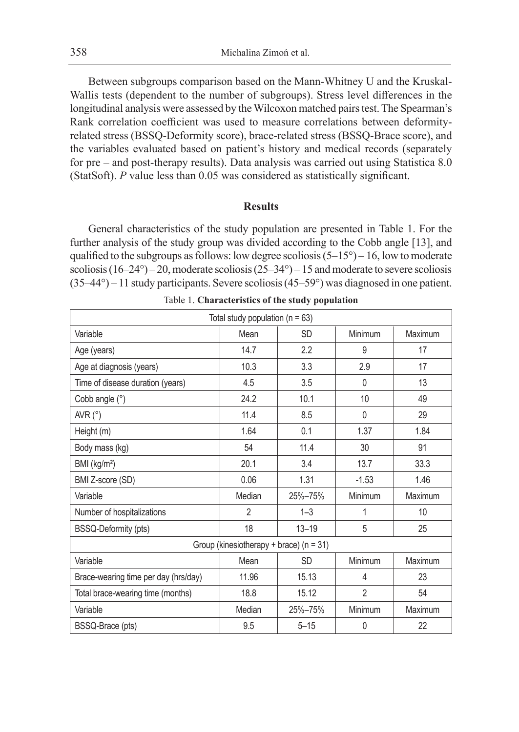Between subgroups comparison based on the Mann-Whitney U and the Kruskal-Wallis tests (dependent to the number of subgroups). Stress level differences in the longitudinal analysis were assessed by the Wilcoxon matched pairs test. The Spearman's Rank correlation coefficient was used to measure correlations between deformity-related stress (BSSQ-Deformity score), brace-related stress (BSSQ-Brace score), and the variables evaluated based on patient's history and medical records (separately for pre – and post-therapy results). Data analysis was carried out using Statistica 8.0 (StatSoft). *P* value less than 0.05 was considered as statistically significant.

## Results

General characteristics of the study population are presented in Table 1. For the further analysis of the study group was divided according to the Cobb angle [13], and qualified to the subgroups as follows: low degree scoliosis (5–15°) – 16, low to moderate scoliosis (16–24°) – 20, moderate scoliosis (25–34°) – 15 and moderate to severe scoliosis (35–44°) – 11 study participants. Severe scoliosis (45–59°) was diagnosed in one patient.

Table 1. **Characteristics of the study population**

| Total study population (n = 63) | | | | |
|---|---|---|---|---|
| Variable | Mean | SD | Minimum | Maximum |
| Age (years) | 14.7 | 2.2 | 9 | 17 |
| Age at diagnosis (years) | 10.3 | 3.3 | 2.9 | 17 |
| Time of disease duration (years) | 4.5 | 3.5 | 0 | 13 |
| Cobb angle (°) | 24.2 | 10.1 | 10 | 49 |
| AVR (°) | 11.4 | 8.5 | 0 | 29 |
| Height (m) | 1.64 | 0.1 | 1.37 | 1.84 |
| Body mass (kg) | 54 | 11.4 | 30 | 91 |
| BMI (kg/m²) | 20.1 | 3.4 | 13.7 | 33.3 |
| BMI Z-score (SD) | 0.06 | 1.31 | -1.53 | 1.46 |
| Variable | Median | 25%–75% | Minimum | Maximum |
| Number of hospitalizations | 2 | 1–3 | 1 | 10 |
| BSSQ-Deformity (pts) | 18 | 13–19 | 5 | 25 |
| Group (kinesiotherapy + brace) (n = 31) | | | | |
| Variable | Mean | SD | Minimum | Maximum |
| Brace-wearing time per day (hrs/day) | 11.96 | 15.13 | 4 | 23 |
| Total brace-wearing time (months) | 18.8 | 15.12 | 2 | 54 |
| Variable | Median | 25%–75% | Minimum | Maximum |
| BSSQ-Brace (pts) | 9.5 | 5–15 | 0 | 22 |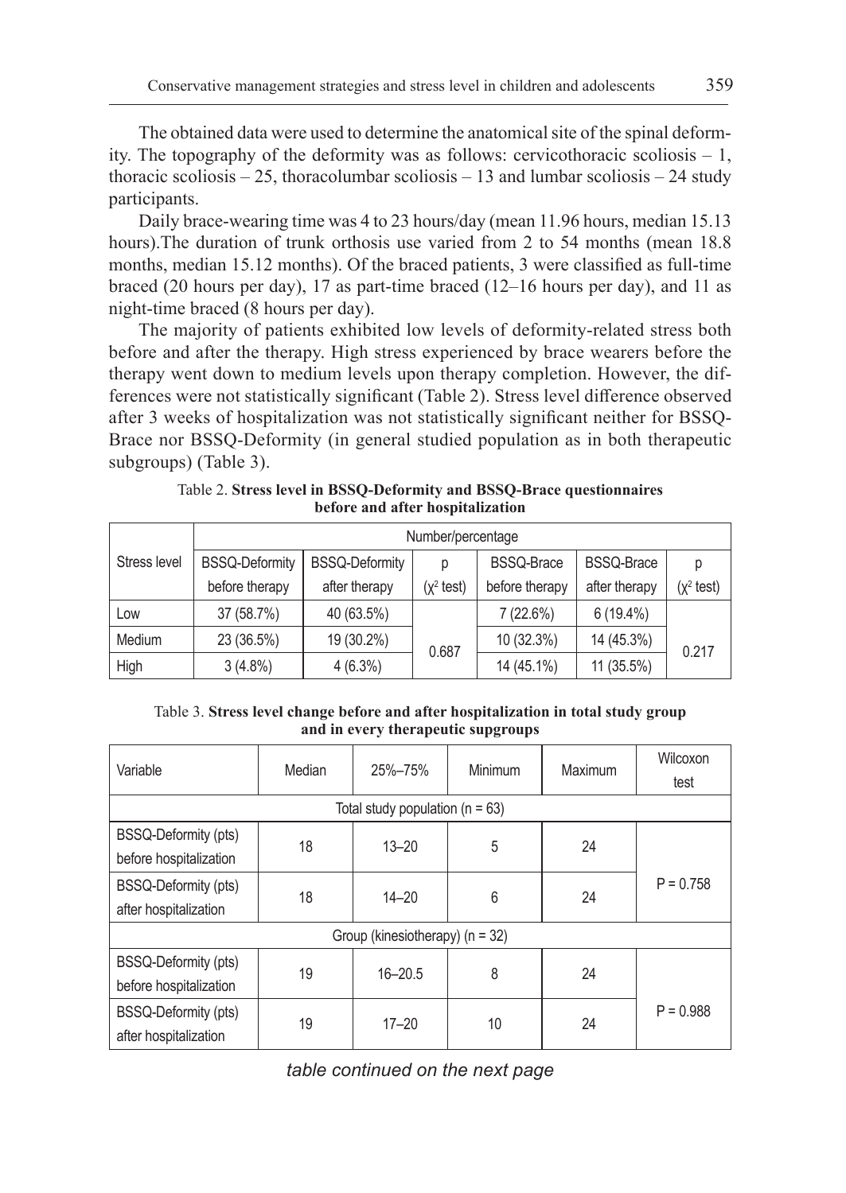The obtained data were used to determine the anatomical site of the spinal deformity. The topography of the deformity was as follows: cervicothoracic scoliosis – 1, thoracic scoliosis – 25, thoracolumbar scoliosis – 13 and lumbar scoliosis – 24 study participants.

Daily brace-wearing time was 4 to 23 hours/day (mean 11.96 hours, median 15.13 hours).The duration of trunk orthosis use varied from 2 to 54 months (mean 18.8 months, median 15.12 months). Of the braced patients, 3 were classified as full-time braced (20 hours per day), 17 as part-time braced (12–16 hours per day), and 11 as night-time braced (8 hours per day).

The majority of patients exhibited low levels of deformity-related stress both before and after the therapy. High stress experienced by brace wearers before the therapy went down to medium levels upon therapy completion. However, the differences were not statistically significant (Table 2). Stress level difference observed after 3 weeks of hospitalization was not statistically significant neither for BSSQ-Brace nor BSSQ-Deformity (in general studied population as in both therapeutic subgroups) (Table 3).

Table 2. **Stress level in BSSQ-Deformity and BSSQ-Brace questionnaires before and after hospitalization**

| Stress level | Number/percentage | | | | | |
|---|---|---|---|---|---|---|
| | BSSQ-Deformity before therapy | BSSQ-Deformity after therapy | p ($\chi^2$ test) | BSSQ-Brace before therapy | BSSQ-Brace after therapy | p ($\chi^2$ test) |
| Low | 37 (58.7%) | 40 (63.5%) | 0.687 | 7 (22.6%) | 6 (19.4%) | 0.217 |
| Medium | 23 (36.5%) | 19 (30.2%) | | 10 (32.3%) | 14 (45.3%) | |
| High | 3 (4.8%) | 4 (6.3%) | | 14 (45.1%) | 11 (35.5%) | |

Table 3. **Stress level change before and after hospitalization in total study group and in every therapeutic supgroups**

| Variable | Median | 25%–75% | Minimum | Maximum | Wilcoxon test |
|---|---|---|---|---|---|
| Total study population (n = 63) | | | | | |
| BSSQ-Deformity (pts) before hospitalization | 18 | 13–20 | 5 | 24 | P = 0.758 |
| BSSQ-Deformity (pts) after hospitalization | 18 | 14–20 | 6 | 24 | |
| Group (kinesiotherapy) (n = 32) | | | | | |
| BSSQ-Deformity (pts) before hospitalization | 19 | 16–20.5 | 8 | 24 | P = 0.988 |
| BSSQ-Deformity (pts) after hospitalization | 19 | 17–20 | 10 | 24 | |

*table continued on the next page*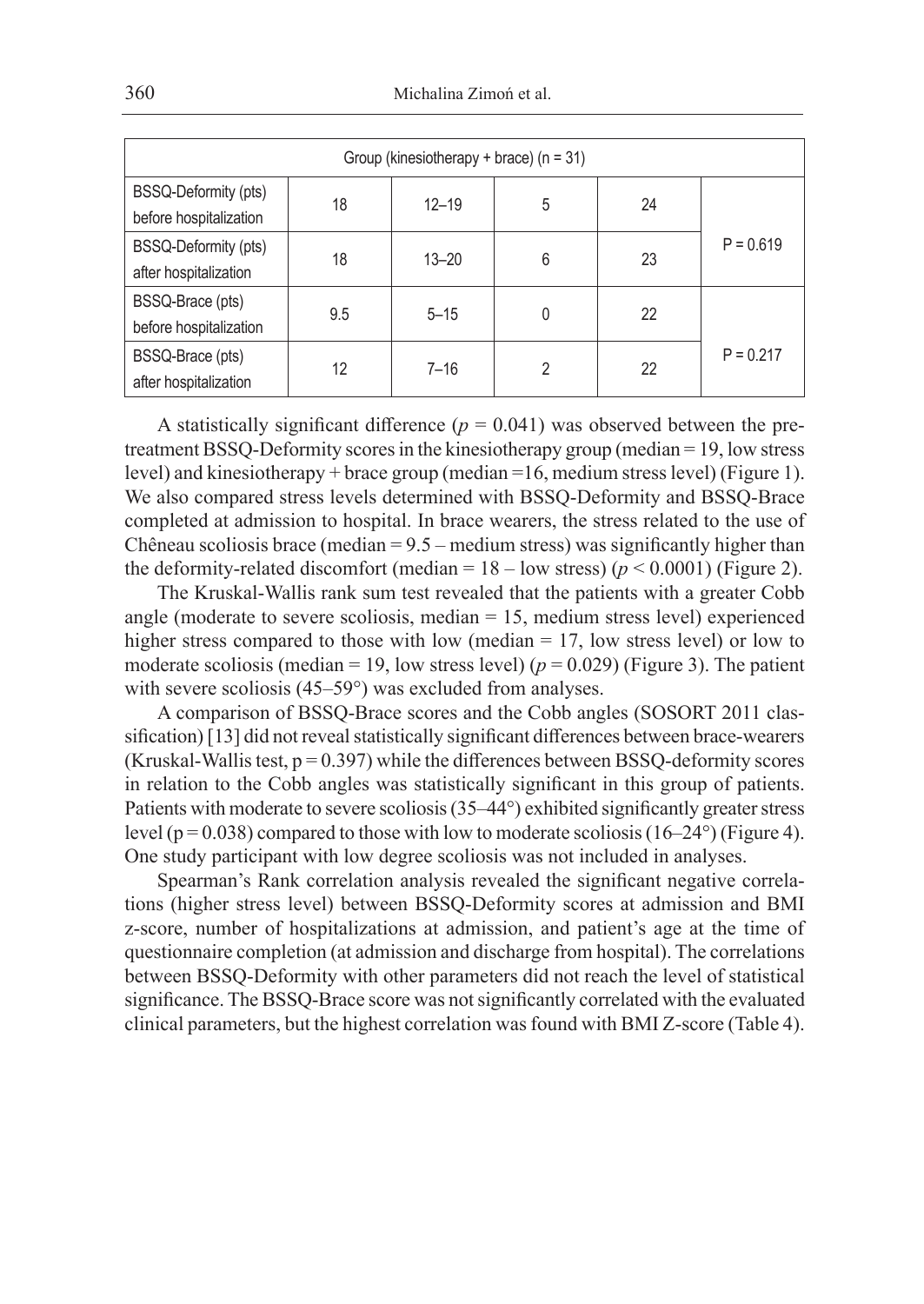| Group (kinesiotherapy + brace) (n = 31) | | | | | |
|---|---|---|---|---|---|
| BSSQ-Deformity (pts) before hospitalization | 18 | 12–19 | 5 | 24 | P = 0.619 |
| BSSQ-Deformity (pts) after hospitalization | 18 | 13–20 | 6 | 23 | |
| BSSQ-Brace (pts) before hospitalization | 9.5 | 5–15 | 0 | 22 | P = 0.217 |
| BSSQ-Brace (pts) after hospitalization | 12 | 7–16 | 2 | 22 | |

A statistically significant difference ($p = 0.041$) was observed between the pretreatment BSSQ-Deformity scores in the kinesiotherapy group (median = 19, low stress level) and kinesiotherapy + brace group (median =16, medium stress level) (Figure 1). We also compared stress levels determined with BSSQ-Deformity and BSSQ-Brace completed at admission to hospital. In brace wearers, the stress related to the use of Chêneau scoliosis brace (median = 9.5 – medium stress) was significantly higher than the deformity-related discomfort (median = 18 – low stress) ($p < 0.0001$) (Figure 2).

The Kruskal-Wallis rank sum test revealed that the patients with a greater Cobb angle (moderate to severe scoliosis, median = 15, medium stress level) experienced higher stress compared to those with low (median = 17, low stress level) or low to moderate scoliosis (median = 19, low stress level) ($p = 0.029$) (Figure 3). The patient with severe scoliosis (45–59°) was excluded from analyses.

A comparison of BSSQ-Brace scores and the Cobb angles (SOSORT 2011 classification) [13] did not reveal statistically significant differences between brace-wearers (Kruskal-Wallis test, $p = 0.397$) while the differences between BSSQ-deformity scores in relation to the Cobb angles was statistically significant in this group of patients. Patients with moderate to severe scoliosis (35–44°) exhibited significantly greater stress level ($p = 0.038$) compared to those with low to moderate scoliosis (16–24°) (Figure 4). One study participant with low degree scoliosis was not included in analyses.

Spearman's Rank correlation analysis revealed the significant negative correlations (higher stress level) between BSSQ-Deformity scores at admission and BMI z-score, number of hospitalizations at admission, and patient's age at the time of questionnaire completion (at admission and discharge from hospital). The correlations between BSSQ-Deformity with other parameters did not reach the level of statistical significance. The BSSQ-Brace score was not significantly correlated with the evaluated clinical parameters, but the highest correlation was found with BMI Z-score (Table 4).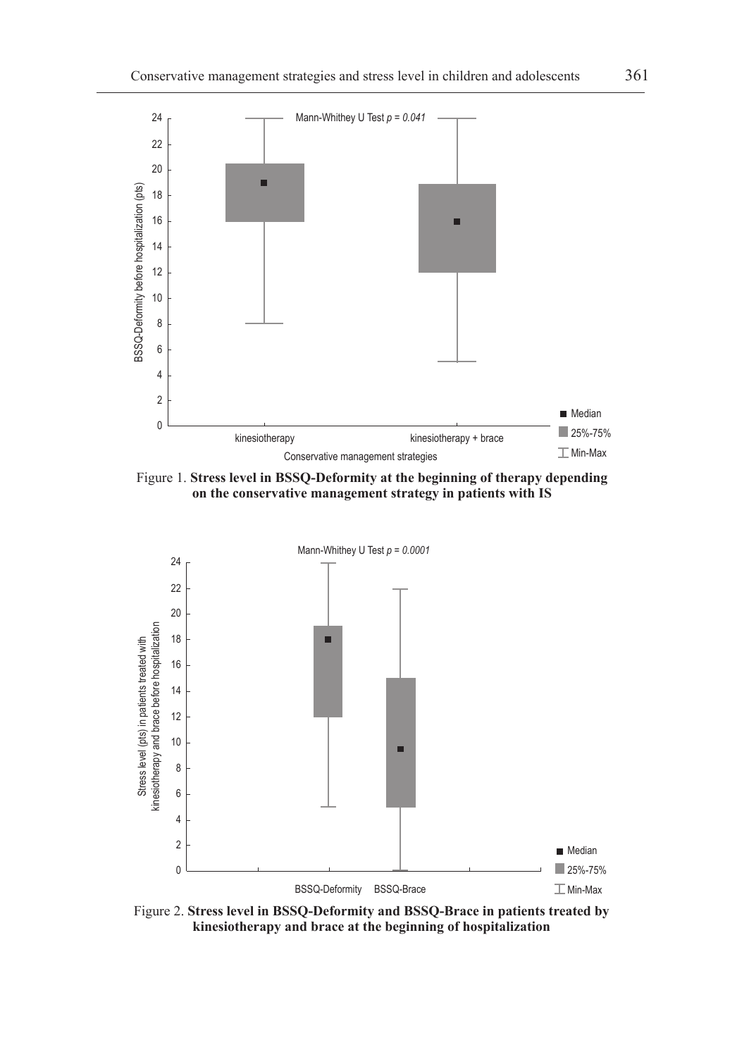Figure 1. **Stress level in BSSQ-Deformity at the beginning of therapy depending on the conservative management strategy in patients with IS**

Figure 2. **Stress level in BSSQ-Deformity and BSSQ-Brace in patients treated by kinesiotherapy and brace at the beginning of hospitalization**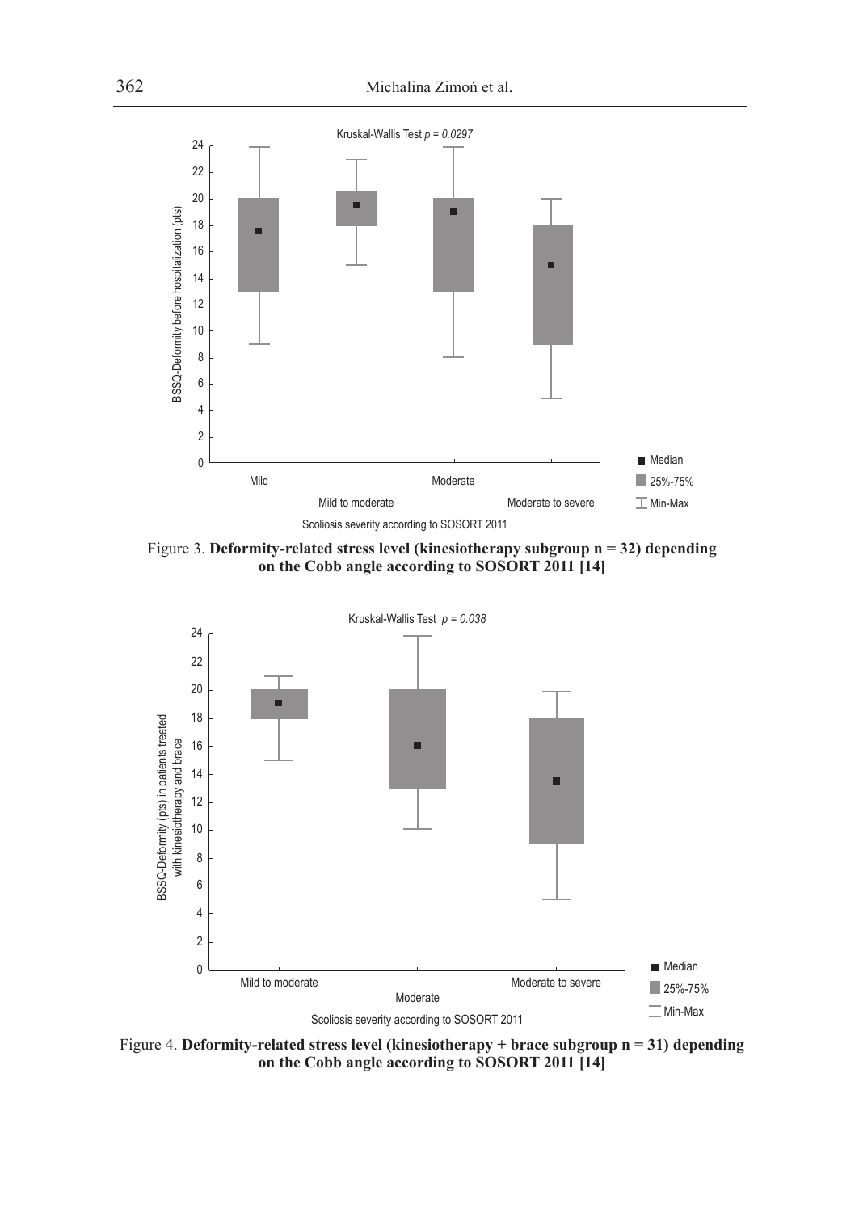Figure 3. **Deformity-related stress level (kinesiotherapy subgroup n = 32) depending on the Cobb angle according to SOSORT 2011 [14]**

Figure 4. **Deformity-related stress level (kinesiotherapy + brace subgroup n = 31) depending on the Cobb angle according to SOSORT 2011 [14]**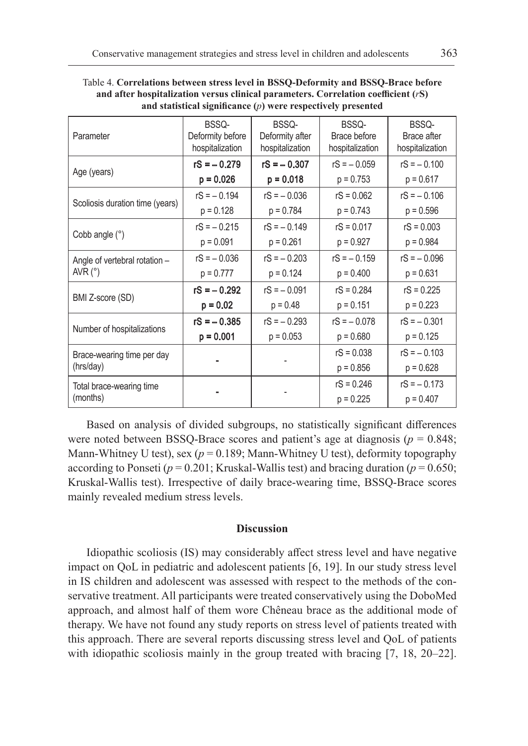Table 4. **Correlations between stress level in BSSQ-Deformity and BSSQ-Brace before and after hospitalization versus clinical parameters. Correlation coefficient (*r*S) and statistical significance (*p*) were respectively presented**

| Parameter | BSSQ-Deformity before hospitalization | BSSQ-Deformity after hospitalization | BSSQ-Brace before hospitalization | BSSQ-Brace after hospitalization |
|---|---|---|---|---|
| Age (years) | **rS = – 0.279** <br> **p = 0.026** | **rS = – 0.307** <br> **p = 0.018** | rS = – 0.059 <br> p = 0.753 | rS = – 0.100 <br> p = 0.617 |
| Scoliosis duration time (years) | rS = – 0.194 <br> p = 0.128 | rS = – 0.036 <br> p = 0.784 | rS = 0.062 <br> p = 0.743 | rS = – 0.106 <br> p = 0.596 |
| Cobb angle (°) | rS = – 0.215 <br> p = 0.091 | rS = – 0.149 <br> p = 0.261 | rS = 0.017 <br> p = 0.927 | rS = 0.003 <br> p = 0.984 |
| Angle of vertebral rotation – AVR (°) | rS = – 0.036 <br> p = 0.777 | rS = – 0.203 <br> p = 0.124 | rS = – 0.159 <br> p = 0.400 | rS = – 0.096 <br> p = 0.631 |
| BMI Z-score (SD) | **rS = – 0.292** <br> **p = 0.02** | rS = – 0.091 <br> p = 0.48 | rS = 0.284 <br> p = 0.151 | rS = 0.225 <br> p = 0.223 |
| Number of hospitalizations | **rS = – 0.385** <br> **p = 0.001** | rS = – 0.293 <br> p = 0.053 | rS = – 0.078 <br> p = 0.680 | rS = – 0.301 <br> p = 0.125 |
| Brace-wearing time per day (hrs/day) | - | - | rS = 0.038 <br> p = 0.856 | rS = – 0.103 <br> p = 0.628 |
| Total brace-wearing time (months) | - | - | rS = 0.246 <br> p = 0.225 | rS = – 0.173 <br> p = 0.407 |

Based on analysis of divided subgroups, no statistically significant differences were noted between BSSQ-Brace scores and patient's age at diagnosis ($p = 0.848$; Mann-Whitney U test), sex ($p = 0.189$; Mann-Whitney U test), deformity topography according to Ponseti ($p = 0.201$; Kruskal-Wallis test) and bracing duration ($p = 0.650$; Kruskal-Wallis test). Irrespective of daily brace-wearing time, BSSQ-Brace scores mainly revealed medium stress levels.

## Discussion

Idiopathic scoliosis (IS) may considerably affect stress level and have negative impact on QoL in pediatric and adolescent patients [6, 19]. In our study stress level in IS children and adolescent was assessed with respect to the methods of the conservative treatment. All participants were treated conservatively using the DoboMed approach, and almost half of them wore Chêneau brace as the additional mode of therapy. We have not found any study reports on stress level of patients treated with this approach. There are several reports discussing stress level and QoL of patients with idiopathic scoliosis mainly in the group treated with bracing [7, 18, 20–22].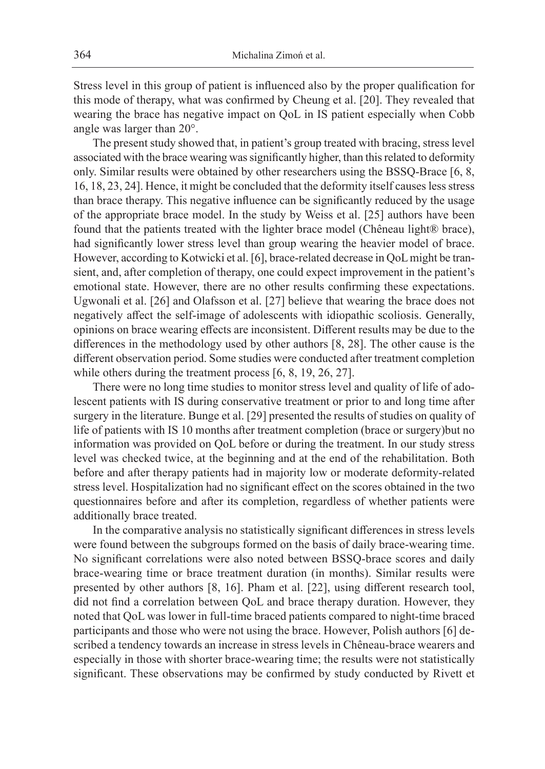Stress level in this group of patient is influenced also by the proper qualification for this mode of therapy, what was confirmed by Cheung et al. [20]. They revealed that wearing the brace has negative impact on QoL in IS patient especially when Cobb angle was larger than 20°.

The present study showed that, in patient's group treated with bracing, stress level associated with the brace wearing was significantly higher, than this related to deformity only. Similar results were obtained by other researchers using the BSSQ-Brace [6, 8, 16, 18, 23, 24]. Hence, it might be concluded that the deformity itself causes less stress than brace therapy. This negative influence can be significantly reduced by the usage of the appropriate brace model. In the study by Weiss et al. [25] authors have been found that the patients treated with the lighter brace model (Chêneau light® brace), had significantly lower stress level than group wearing the heavier model of brace. However, according to Kotwicki et al. [6], brace-related decrease in QoL might be transient, and, after completion of therapy, one could expect improvement in the patient's emotional state. However, there are no other results confirming these expectations. Ugwonali et al. [26] and Olafsson et al. [27] believe that wearing the brace does not negatively affect the self-image of adolescents with idiopathic scoliosis. Generally, opinions on brace wearing effects are inconsistent. Different results may be due to the differences in the methodology used by other authors [8, 28]. The other cause is the different observation period. Some studies were conducted after treatment completion while others during the treatment process [6, 8, 19, 26, 27].

There were no long time studies to monitor stress level and quality of life of adolescent patients with IS during conservative treatment or prior to and long time after surgery in the literature. Bunge et al. [29] presented the results of studies on quality of life of patients with IS 10 months after treatment completion (brace or surgery)but no information was provided on QoL before or during the treatment. In our study stress level was checked twice, at the beginning and at the end of the rehabilitation. Both before and after therapy patients had in majority low or moderate deformity-related stress level. Hospitalization had no significant effect on the scores obtained in the two questionnaires before and after its completion, regardless of whether patients were additionally brace treated.

In the comparative analysis no statistically significant differences in stress levels were found between the subgroups formed on the basis of daily brace-wearing time. No significant correlations were also noted between BSSQ-brace scores and daily brace-wearing time or brace treatment duration (in months). Similar results were presented by other authors [8, 16]. Pham et al. [22], using different research tool, did not find a correlation between QoL and brace therapy duration. However, they noted that QoL was lower in full-time braced patients compared to night-time braced participants and those who were not using the brace. However, Polish authors [6] described a tendency towards an increase in stress levels in Chêneau-brace wearers and especially in those with shorter brace-wearing time; the results were not statistically significant. These observations may be confirmed by study conducted by Rivett et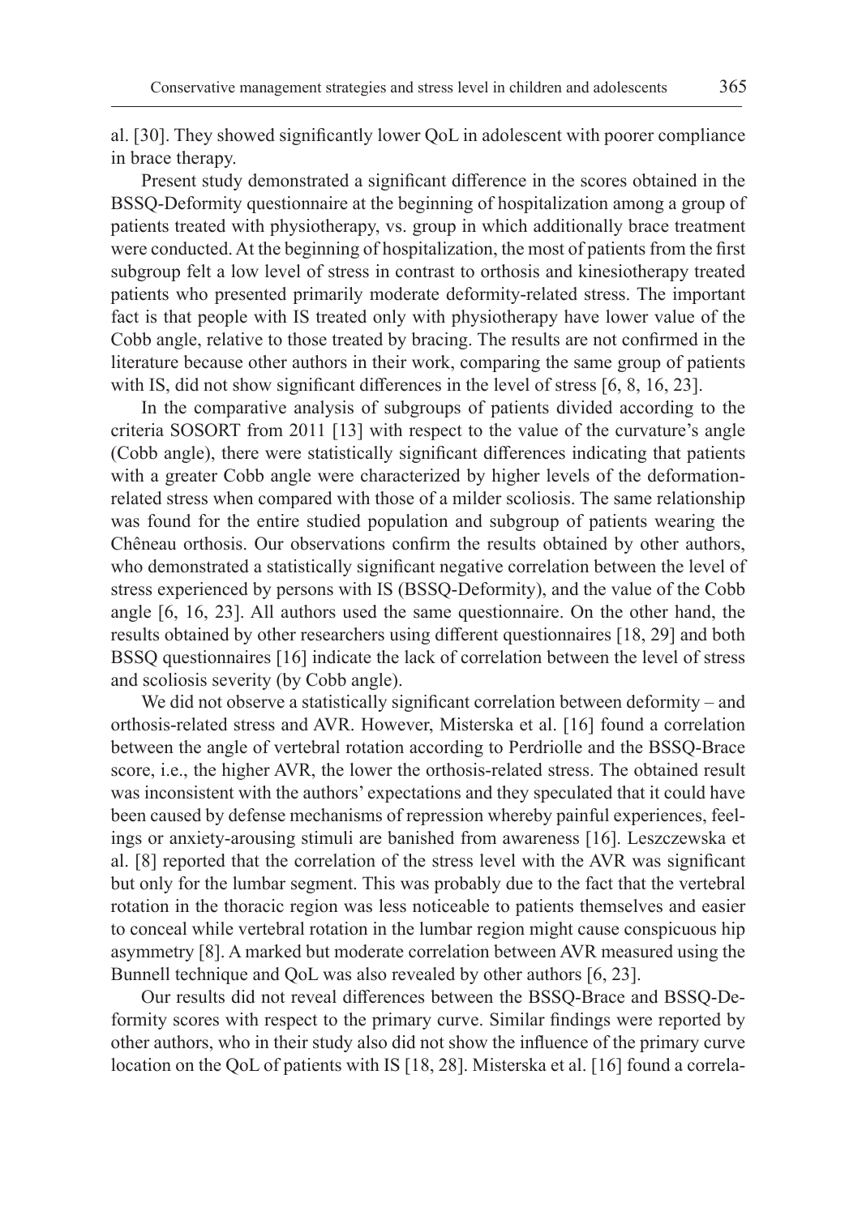al. [30]. They showed significantly lower QoL in adolescent with poorer compliance in brace therapy.

Present study demonstrated a significant difference in the scores obtained in the BSSQ-Deformity questionnaire at the beginning of hospitalization among a group of patients treated with physiotherapy, vs. group in which additionally brace treatment were conducted. At the beginning of hospitalization, the most of patients from the first subgroup felt a low level of stress in contrast to orthosis and kinesiotherapy treated patients who presented primarily moderate deformity-related stress. The important fact is that people with IS treated only with physiotherapy have lower value of the Cobb angle, relative to those treated by bracing. The results are not confirmed in the literature because other authors in their work, comparing the same group of patients with IS, did not show significant differences in the level of stress [6, 8, 16, 23].

In the comparative analysis of subgroups of patients divided according to the criteria SOSORT from 2011 [13] with respect to the value of the curvature's angle (Cobb angle), there were statistically significant differences indicating that patients with a greater Cobb angle were characterized by higher levels of the deformation-related stress when compared with those of a milder scoliosis. The same relationship was found for the entire studied population and subgroup of patients wearing the Chêneau orthosis. Our observations confirm the results obtained by other authors, who demonstrated a statistically significant negative correlation between the level of stress experienced by persons with IS (BSSQ-Deformity), and the value of the Cobb angle [6, 16, 23]. All authors used the same questionnaire. On the other hand, the results obtained by other researchers using different questionnaires [18, 29] and both BSSQ questionnaires [16] indicate the lack of correlation between the level of stress and scoliosis severity (by Cobb angle).

We did not observe a statistically significant correlation between deformity – and orthosis-related stress and AVR. However, Misterska et al. [16] found a correlation between the angle of vertebral rotation according to Perdriolle and the BSSQ-Brace score, i.e., the higher AVR, the lower the orthosis-related stress. The obtained result was inconsistent with the authors' expectations and they speculated that it could have been caused by defense mechanisms of repression whereby painful experiences, feelings or anxiety-arousing stimuli are banished from awareness [16]. Leszczewska et al. [8] reported that the correlation of the stress level with the AVR was significant but only for the lumbar segment. This was probably due to the fact that the vertebral rotation in the thoracic region was less noticeable to patients themselves and easier to conceal while vertebral rotation in the lumbar region might cause conspicuous hip asymmetry [8]. A marked but moderate correlation between AVR measured using the Bunnell technique and QoL was also revealed by other authors [6, 23].

Our results did not reveal differences between the BSSQ-Brace and BSSQ-Deformity scores with respect to the primary curve. Similar findings were reported by other authors, who in their study also did not show the influence of the primary curve location on the QoL of patients with IS [18, 28]. Misterska et al. [16] found a correla-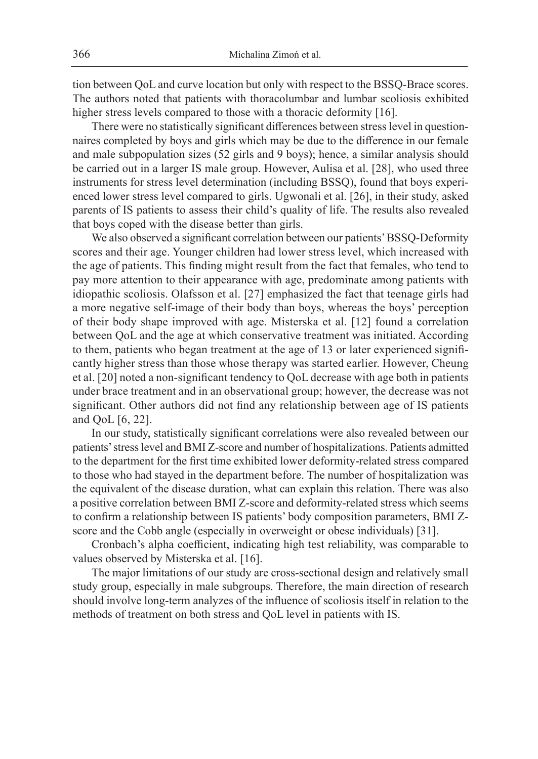tion between QoL and curve location but only with respect to the BSSQ-Brace scores. The authors noted that patients with thoracolumbar and lumbar scoliosis exhibited higher stress levels compared to those with a thoracic deformity [16].

There were no statistically significant differences between stress level in questionnaires completed by boys and girls which may be due to the difference in our female and male subpopulation sizes (52 girls and 9 boys); hence, a similar analysis should be carried out in a larger IS male group. However, Aulisa et al. [28], who used three instruments for stress level determination (including BSSQ), found that boys experienced lower stress level compared to girls. Ugwonali et al. [26], in their study, asked parents of IS patients to assess their child's quality of life. The results also revealed that boys coped with the disease better than girls.

We also observed a significant correlation between our patients' BSSQ-Deformity scores and their age. Younger children had lower stress level, which increased with the age of patients. This finding might result from the fact that females, who tend to pay more attention to their appearance with age, predominate among patients with idiopathic scoliosis. Olafsson et al. [27] emphasized the fact that teenage girls had a more negative self-image of their body than boys, whereas the boys' perception of their body shape improved with age. Misterska et al. [12] found a correlation between QoL and the age at which conservative treatment was initiated. According to them, patients who began treatment at the age of 13 or later experienced significantly higher stress than those whose therapy was started earlier. However, Cheung et al. [20] noted a non-significant tendency to QoL decrease with age both in patients under brace treatment and in an observational group; however, the decrease was not significant. Other authors did not find any relationship between age of IS patients and QoL [6, 22].

In our study, statistically significant correlations were also revealed between our patients' stress level and BMI Z-score and number of hospitalizations. Patients admitted to the department for the first time exhibited lower deformity-related stress compared to those who had stayed in the department before. The number of hospitalization was the equivalent of the disease duration, what can explain this relation. There was also a positive correlation between BMI Z-score and deformity-related stress which seems to confirm a relationship between IS patients' body composition parameters, BMI Z-score and the Cobb angle (especially in overweight or obese individuals) [31].

Cronbach's alpha coefficient, indicating high test reliability, was comparable to values observed by Misterska et al. [16].

The major limitations of our study are cross-sectional design and relatively small study group, especially in male subgroups. Therefore, the main direction of research should involve long-term analyzes of the influence of scoliosis itself in relation to the methods of treatment on both stress and QoL level in patients with IS.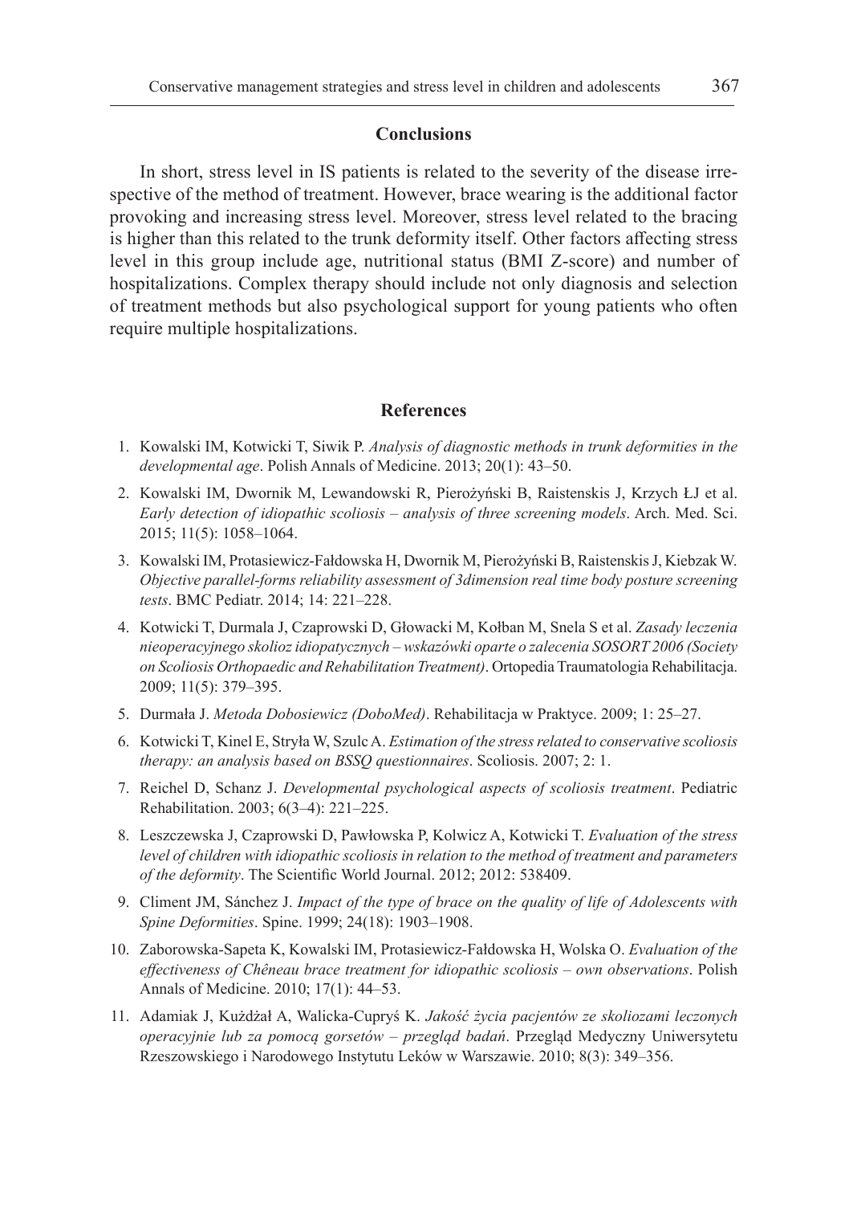## Conclusions

In short, stress level in IS patients is related to the severity of the disease irrespective of the method of treatment. However, brace wearing is the additional factor provoking and increasing stress level. Moreover, stress level related to the bracing is higher than this related to the trunk deformity itself. Other factors affecting stress level in this group include age, nutritional status (BMI Z-score) and number of hospitalizations. Complex therapy should include not only diagnosis and selection of treatment methods but also psychological support for young patients who often require multiple hospitalizations.

## References

1. Kowalski IM, Kotwicki T, Siwik P. *Analysis of diagnostic methods in trunk deformities in the developmental age*. Polish Annals of Medicine. 2013; 20(1): 43–50.
2. Kowalski IM, Dwornik M, Lewandowski R, Pierożyński B, Raistenskis J, Krzych ŁJ et al. *Early detection of idiopathic scoliosis – analysis of three screening models*. Arch. Med. Sci. 2015; 11(5): 1058–1064.
3. Kowalski IM, Protasiewicz-Fałdowska H, Dwornik M, Pierożyński B, Raistenskis J, Kiebzak W. *Objective parallel-forms reliability assessment of 3dimension real time body posture screening tests*. BMC Pediatr. 2014; 14: 221–228.
4. Kotwicki T, Durmala J, Czaprowski D, Głowacki M, Kołban M, Snela S et al. *Zasady leczenia nieoperacyjnego skolioz idiopatycznych – wskazówki oparte o zalecenia SOSORT 2006 (Society on Scoliosis Orthopaedic and Rehabilitation Treatment)*. Ortopedia Traumatologia Rehabilitacja. 2009; 11(5): 379–395.
5. Durmała J. *Metoda Dobosiewicz (DoboMed)*. Rehabilitacja w Praktyce. 2009; 1: 25–27.
6. Kotwicki T, Kinel E, Stryła W, Szulc A. *Estimation of the stress related to conservative scoliosis therapy: an analysis based on BSSQ questionnaires*. Scoliosis. 2007; 2: 1.
7. Reichel D, Schanz J. *Developmental psychological aspects of scoliosis treatment*. Pediatric Rehabilitation. 2003; 6(3–4): 221–225.
8. Leszczewska J, Czaprowski D, Pawłowska P, Kolwicz A, Kotwicki T. *Evaluation of the stress level of children with idiopathic scoliosis in relation to the method of treatment and parameters of the deformity*. The Scientific World Journal. 2012; 2012: 538409.
9. Climent JM, Sánchez J. *Impact of the type of brace on the quality of life of Adolescents with Spine Deformities*. Spine. 1999; 24(18): 1903–1908.
10. Zaborowska-Sapeta K, Kowalski IM, Protasiewicz-Fałdowska H, Wolska O. *Evaluation of the effectiveness of Chêneau brace treatment for idiopathic scoliosis – own observations*. Polish Annals of Medicine. 2010; 17(1): 44–53.
11. Adamiak J, Kużdżał A, Walicka-Cupryś K. *Jakość życia pacjentów ze skoliozami leczonych operacyjnie lub za pomocą gorsetów – przegląd badań*. Przegląd Medyczny Uniwersytetu Rzeszowskiego i Narodowego Instytutu Leków w Warszawie. 2010; 8(3): 349–356.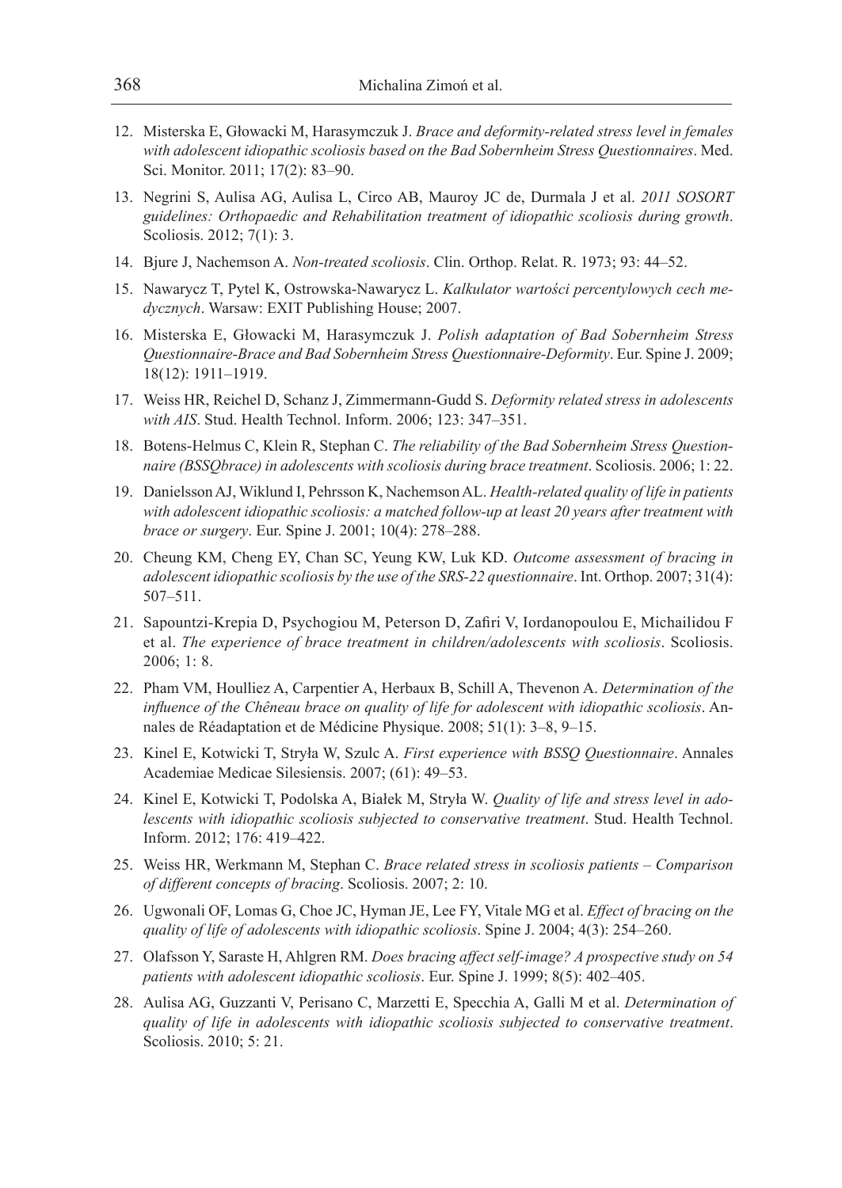12. Misterska E, Głowacki M, Harasymczuk J. *Brace and deformity-related stress level in females with adolescent idiopathic scoliosis based on the Bad Sobernheim Stress Questionnaires*. Med. Sci. Monitor. 2011; 17(2): 83–90.

13. Negrini S, Aulisa AG, Aulisa L, Circo AB, Mauroy JC de, Durmala J et al. *2011 SOSORT guidelines: Orthopaedic and Rehabilitation treatment of idiopathic scoliosis during growth*. Scoliosis. 2012; 7(1): 3.

14. Bjure J, Nachemson A. *Non-treated scoliosis*. Clin. Orthop. Relat. R. 1973; 93: 44–52.

15. Nawarycz T, Pytel K, Ostrowska-Nawarycz L. *Kalkulator wartości percentylowych cech medycznych*. Warsaw: EXIT Publishing House; 2007.

16. Misterska E, Głowacki M, Harasymczuk J. *Polish adaptation of Bad Sobernheim Stress Questionnaire-Brace and Bad Sobernheim Stress Questionnaire-Deformity*. Eur. Spine J. 2009; 18(12): 1911–1919.

17. Weiss HR, Reichel D, Schanz J, Zimmermann-Gudd S. *Deformity related stress in adolescents with AIS*. Stud. Health Technol. Inform. 2006; 123: 347–351.

18. Botens-Helmus C, Klein R, Stephan C. *The reliability of the Bad Sobernheim Stress Questionnaire (BSSQbrace) in adolescents with scoliosis during brace treatment*. Scoliosis. 2006; 1: 22.

19. Danielsson AJ, Wiklund I, Pehrsson K, Nachemson AL. *Health-related quality of life in patients with adolescent idiopathic scoliosis: a matched follow-up at least 20 years after treatment with brace or surgery*. Eur. Spine J. 2001; 10(4): 278–288.

20. Cheung KM, Cheng EY, Chan SC, Yeung KW, Luk KD. *Outcome assessment of bracing in adolescent idiopathic scoliosis by the use of the SRS-22 questionnaire*. Int. Orthop. 2007; 31(4): 507–511.

21. Sapountzi-Krepia D, Psychogiou M, Peterson D, Zafiri V, Iordanopoulou E, Michailidou F et al. *The experience of brace treatment in children/adolescents with scoliosis*. Scoliosis. 2006; 1: 8.

22. Pham VM, Houlliez A, Carpentier A, Herbaux B, Schill A, Thevenon A. *Determination of the influence of the Chêneau brace on quality of life for adolescent with idiopathic scoliosis*. Annales de Réadaptation et de Médicine Physique. 2008; 51(1): 3–8, 9–15.

23. Kinel E, Kotwicki T, Stryła W, Szulc A. *First experience with BSSQ Questionnaire*. Annales Academiae Medicae Silesiensis. 2007; (61): 49–53.

24. Kinel E, Kotwicki T, Podolska A, Białek M, Stryła W. *Quality of life and stress level in adolescents with idiopathic scoliosis subjected to conservative treatment*. Stud. Health Technol. Inform. 2012; 176: 419–422.

25. Weiss HR, Werkmann M, Stephan C. *Brace related stress in scoliosis patients – Comparison of different concepts of bracing*. Scoliosis. 2007; 2: 10.

26. Ugwonali OF, Lomas G, Choe JC, Hyman JE, Lee FY, Vitale MG et al. *Effect of bracing on the quality of life of adolescents with idiopathic scoliosis*. Spine J. 2004; 4(3): 254–260.

27. Olafsson Y, Saraste H, Ahlgren RM. *Does bracing affect self-image? A prospective study on 54 patients with adolescent idiopathic scoliosis*. Eur. Spine J. 1999; 8(5): 402–405.

28. Aulisa AG, Guzzanti V, Perisano C, Marzetti E, Specchia A, Galli M et al. *Determination of quality of life in adolescents with idiopathic scoliosis subjected to conservative treatment*. Scoliosis. 2010; 5: 21.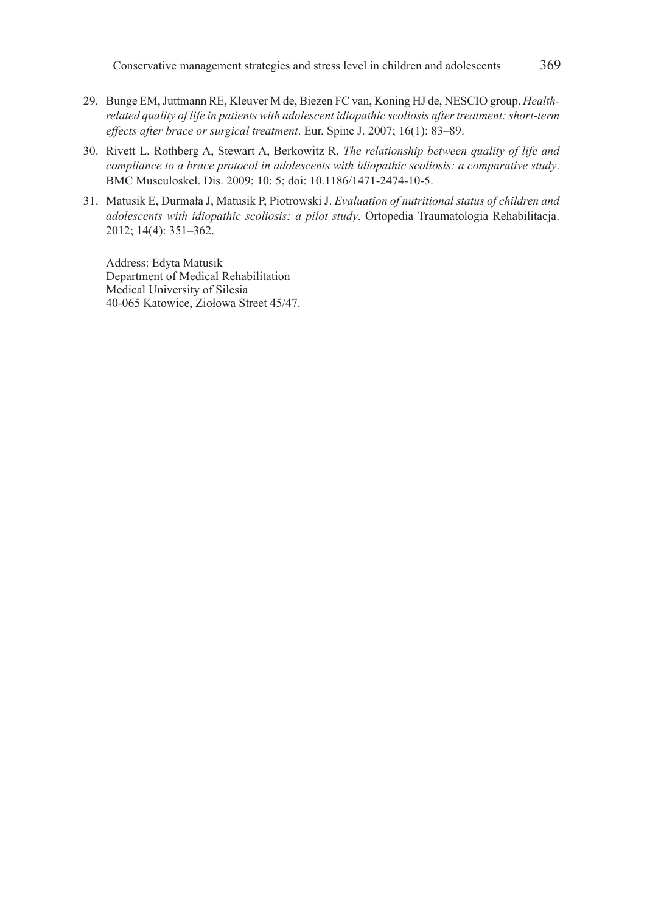29. Bunge EM, Juttmann RE, Kleuver M de, Biezen FC van, Koning HJ de, NESCIO group. *Health-related quality of life in patients with adolescent idiopathic scoliosis after treatment: short-term effects after brace or surgical treatment*. Eur. Spine J. 2007; 16(1): 83–89.
30. Rivett L, Rothberg A, Stewart A, Berkowitz R. *The relationship between quality of life and compliance to a brace protocol in adolescents with idiopathic scoliosis: a comparative study*. BMC Musculoskel. Dis. 2009; 10: 5; doi: 10.1186/1471-2474-10-5.
31. Matusik E, Durmała J, Matusik P, Piotrowski J. *Evaluation of nutritional status of children and adolescents with idiopathic scoliosis: a pilot study*. Ortopedia Traumatologia Rehabilitacja. 2012; 14(4): 351–362.

Address: Edyta Matusik
Department of Medical Rehabilitation
Medical University of Silesia
40-065 Katowice, Ziołowa Street 45/47.